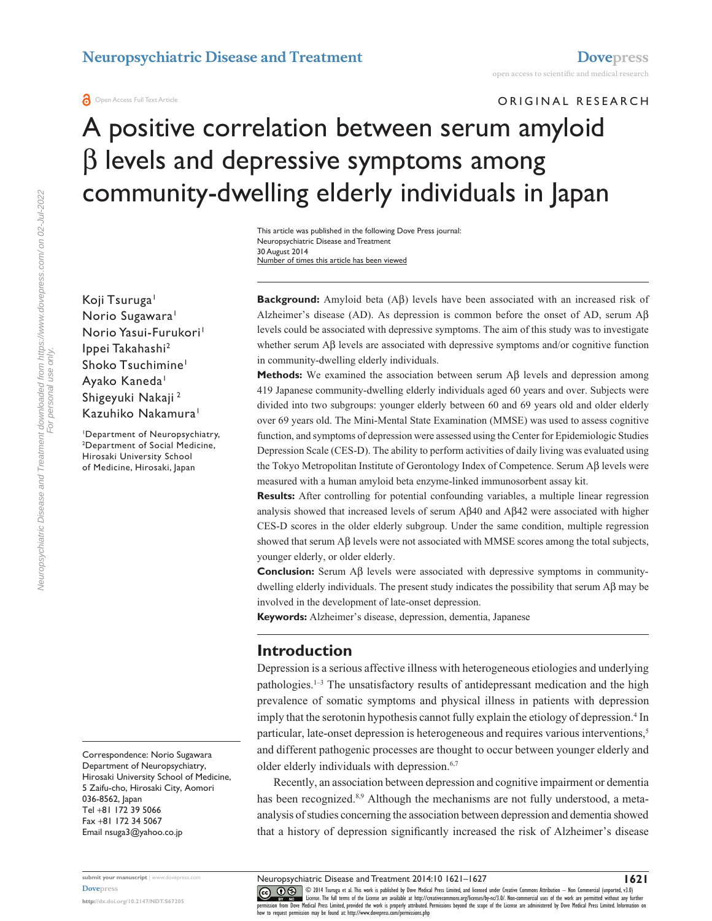ORIGINAL RESEARCH

# A positive correlation between serum amyloid β levels and depressive symptoms among community-dwelling elderly individuals in Japan

This article was published in the following Dove Press journal:
Neuropsychiatric Disease and Treatment
30 August 2014
Number of times this article has been viewed

Koji Tsuruga[1]
Norio Sugawara[1]
Norio Yasui-Furukori[1]
Ippei Takahashi[2]
Shoko Tsuchimine[1]
Ayako Kaneda[1]
Shigeyuki Nakaji[2]
Kazuhiko Nakamura[1]

[1]Department of Neuropsychiatry, [2]Department of Social Medicine, Hirosaki University School of Medicine, Hirosaki, Japan

**Background:** Amyloid beta (Aβ) levels have been associated with an increased risk of Alzheimer's disease (AD). As depression is common before the onset of AD, serum Aβ levels could be associated with depressive symptoms. The aim of this study was to investigate whether serum Aβ levels are associated with depressive symptoms and/or cognitive function in community-dwelling elderly individuals.

**Methods:** We examined the association between serum Aβ levels and depression among 419 Japanese community-dwelling elderly individuals aged 60 years and over. Subjects were divided into two subgroups: younger elderly between 60 and 69 years old and older elderly over 69 years old. The Mini-Mental State Examination (MMSE) was used to assess cognitive function, and symptoms of depression were assessed using the Center for Epidemiologic Studies Depression Scale (CES-D). The ability to perform activities of daily living was evaluated using the Tokyo Metropolitan Institute of Gerontology Index of Competence. Serum Aβ levels were measured with a human amyloid beta enzyme-linked immunosorbent assay kit.

**Results:** After controlling for potential confounding variables, a multiple linear regression analysis showed that increased levels of serum Aβ40 and Aβ42 were associated with higher CES-D scores in the older elderly subgroup. Under the same condition, multiple regression showed that serum Aβ levels were not associated with MMSE scores among the total subjects, younger elderly, or older elderly.

**Conclusion:** Serum Aβ levels were associated with depressive symptoms in community-dwelling elderly individuals. The present study indicates the possibility that serum Aβ may be involved in the development of late-onset depression.

**Keywords:** Alzheimer's disease, depression, dementia, Japanese

## Introduction

Depression is a serious affective illness with heterogeneous etiologies and underlying pathologies.[1–3] The unsatisfactory results of antidepressant medication and the high prevalence of somatic symptoms and physical illness in patients with depression imply that the serotonin hypothesis cannot fully explain the etiology of depression.[4] In particular, late-onset depression is heterogeneous and requires various interventions,[5] and different pathogenic processes are thought to occur between younger elderly and older elderly individuals with depression.[6,7]

Recently, an association between depression and cognitive impairment or dementia has been recognized.[8,9] Although the mechanisms are not fully understood, a meta-analysis of studies concerning the association between depression and dementia showed that a history of depression significantly increased the risk of Alzheimer's disease

Correspondence: Norio Sugawara
Department of Neuropsychiatry, Hirosaki University School of Medicine, 5 Zaifu-cho, Hirosaki City, Aomori 036-8562, Japan
Tel +81 172 39 5066
Fax +81 172 34 5067
Email nsuga3@yahoo.co.jp

© 2014 Tsuruga et al. This work is published by Dove Medical Press Limited, and licensed under Creative Commons Attribution – Non Commercial (unported, v3.0) License. The full terms of the License are available at http://creativecommons.org/licenses/by-nc/3.0/. Non-commercial uses of the work are permitted without any further permission from Dove Medical Press Limited, provided the work is properly attributed. Permissions beyond the scope of the License are administered by Dove Medical Press Limited. Information on how to request permission may be found at: http://www.dovepress.com/permissions.php

http://dx.doi.org/10.2147/NDT.S67205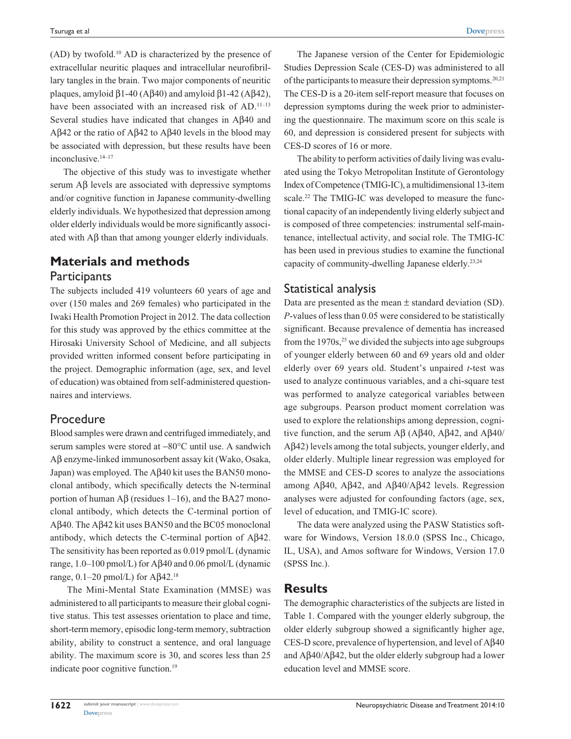(AD) by twofold.[10] AD is characterized by the presence of extracellular neuritic plaques and intracellular neurofibrillary tangles in the brain. Two major components of neuritic plaques, amyloid β1-40 (Aβ40) and amyloid β1-42 (Aβ42), have been associated with an increased risk of AD.[11–13] Several studies have indicated that changes in Aβ40 and Aβ42 or the ratio of Aβ42 to Aβ40 levels in the blood may be associated with depression, but these results have been inconclusive.[14–17]

The objective of this study was to investigate whether serum Aβ levels are associated with depressive symptoms and/or cognitive function in Japanese community-dwelling elderly individuals. We hypothesized that depression among older elderly individuals would be more significantly associated with Aβ than that among younger elderly individuals.

## Materials and methods

### Participants

The subjects included 419 volunteers 60 years of age and over (150 males and 269 females) who participated in the Iwaki Health Promotion Project in 2012. The data collection for this study was approved by the ethics committee at the Hirosaki University School of Medicine, and all subjects provided written informed consent before participating in the project. Demographic information (age, sex, and level of education) was obtained from self-administered questionnaires and interviews.

### Procedure

Blood samples were drawn and centrifuged immediately, and serum samples were stored at −80°C until use. A sandwich Aβ enzyme-linked immunosorbent assay kit (Wako, Osaka, Japan) was employed. The Aβ40 kit uses the BAN50 monoclonal antibody, which specifically detects the N-terminal portion of human Aβ (residues 1–16), and the BA27 monoclonal antibody, which detects the C-terminal portion of Aβ40. The Aβ42 kit uses BAN50 and the BC05 monoclonal antibody, which detects the C-terminal portion of Aβ42. The sensitivity has been reported as 0.019 pmol/L (dynamic range, 1.0–100 pmol/L) for Aβ40 and 0.06 pmol/L (dynamic range, 0.1–20 pmol/L) for Aβ42.[18]

The Mini-Mental State Examination (MMSE) was administered to all participants to measure their global cognitive status. This test assesses orientation to place and time, short-term memory, episodic long-term memory, subtraction ability, ability to construct a sentence, and oral language ability. The maximum score is 30, and scores less than 25 indicate poor cognitive function.[19]

The Japanese version of the Center for Epidemiologic Studies Depression Scale (CES-D) was administered to all of the participants to measure their depression symptoms.[20,21] The CES-D is a 20-item self-report measure that focuses on depression symptoms during the week prior to administering the questionnaire. The maximum score on this scale is 60, and depression is considered present for subjects with CES-D scores of 16 or more.

The ability to perform activities of daily living was evaluated using the Tokyo Metropolitan Institute of Gerontology Index of Competence (TMIG-IC), a multidimensional 13-item scale.[22] The TMIG-IC was developed to measure the functional capacity of an independently living elderly subject and is composed of three competencies: instrumental self-maintenance, intellectual activity, and social role. The TMIG-IC has been used in previous studies to examine the functional capacity of community-dwelling Japanese elderly.[23,24]

### Statistical analysis

Data are presented as the mean ± standard deviation (SD). *P*-values of less than 0.05 were considered to be statistically significant. Because prevalence of dementia has increased from the 1970s,[25] we divided the subjects into age subgroups of younger elderly between 60 and 69 years old and older elderly over 69 years old. Student's unpaired *t*-test was used to analyze continuous variables, and a chi-square test was performed to analyze categorical variables between age subgroups. Pearson product moment correlation was used to explore the relationships among depression, cognitive function, and the serum Aβ (Aβ40, Aβ42, and Aβ40/Aβ42) levels among the total subjects, younger elderly, and older elderly. Multiple linear regression was employed for the MMSE and CES-D scores to analyze the associations among Aβ40, Aβ42, and Aβ40/Aβ42 levels. Regression analyses were adjusted for confounding factors (age, sex, level of education, and TMIG-IC score).

The data were analyzed using the PASW Statistics software for Windows, Version 18.0.0 (SPSS Inc., Chicago, IL, USA), and Amos software for Windows, Version 17.0 (SPSS Inc.).

## Results

The demographic characteristics of the subjects are listed in Table 1. Compared with the younger elderly subgroup, the older elderly subgroup showed a significantly higher age, CES-D score, prevalence of hypertension, and level of Aβ40 and Aβ40/Aβ42, but the older elderly subgroup had a lower education level and MMSE score.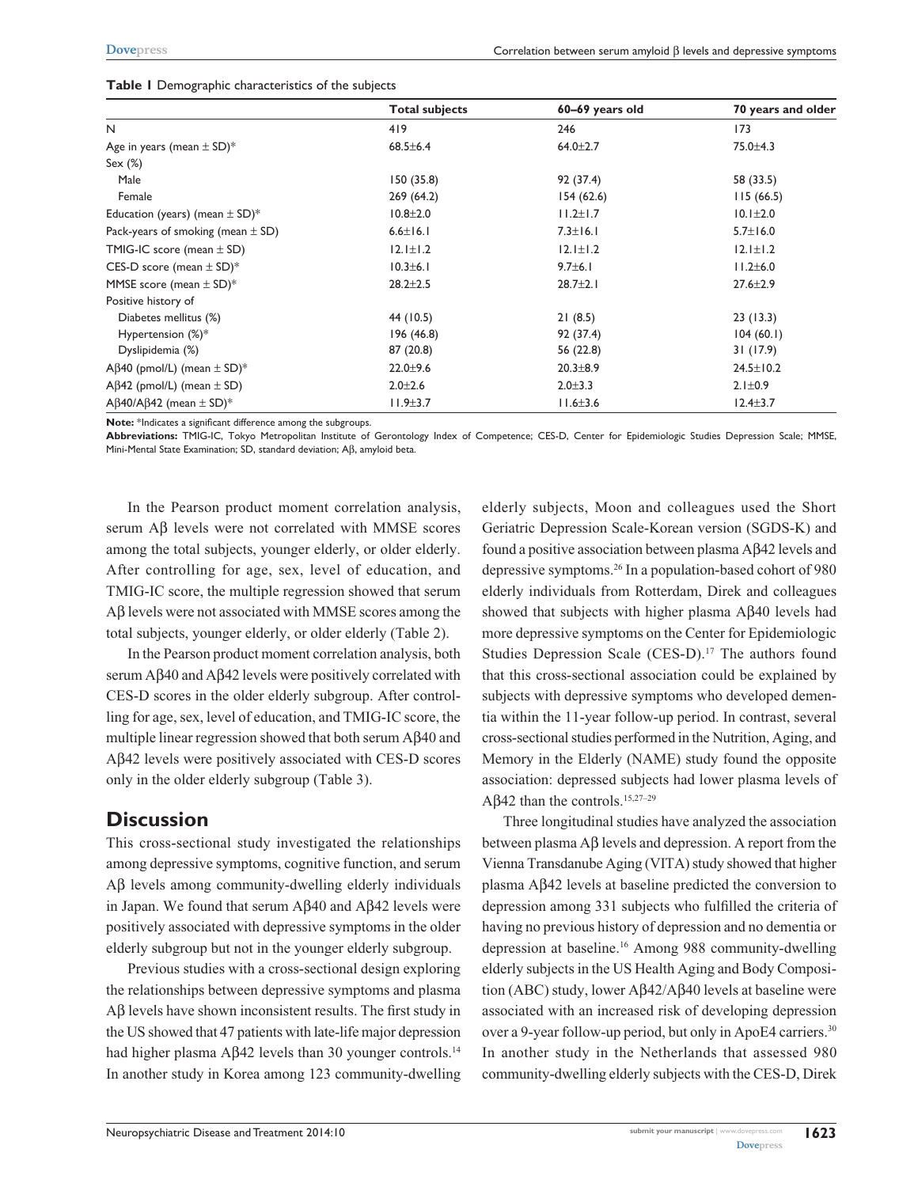**Table 1** Demographic characteristics of the subjects

| | Total subjects | 60–69 years old | 70 years and older |
|---|---|---|---|
| N | 419 | 246 | 173 |
| Age in years (mean ± SD)* | 68.5±6.4 | 64.0±2.7 | 75.0±4.3 |
| Sex (%) | | | |
| Male | 150 (35.8) | 92 (37.4) | 58 (33.5) |
| Female | 269 (64.2) | 154 (62.6) | 115 (66.5) |
| Education (years) (mean ± SD)* | 10.8±2.0 | 11.2±1.7 | 10.1±2.0 |
| Pack-years of smoking (mean ± SD) | 6.6±16.1 | 7.3±16.1 | 5.7±16.0 |
| TMIG-IC score (mean ± SD) | 12.1±1.2 | 12.1±1.2 | 12.1±1.2 |
| CES-D score (mean ± SD)* | 10.3±6.1 | 9.7±6.1 | 11.2±6.0 |
| MMSE score (mean ± SD)* | 28.2±2.5 | 28.7±2.1 | 27.6±2.9 |
| Positive history of | | | |
| Diabetes mellitus (%) | 44 (10.5) | 21 (8.5) | 23 (13.3) |
| Hypertension (%)* | 196 (46.8) | 92 (37.4) | 104 (60.1) |
| Dyslipidemia (%) | 87 (20.8) | 56 (22.8) | 31 (17.9) |
| Aβ40 (pmol/L) (mean ± SD)* | 22.0±9.6 | 20.3±8.9 | 24.5±10.2 |
| Aβ42 (pmol/L) (mean ± SD) | 2.0±2.6 | 2.0±3.3 | 2.1±0.9 |
| Aβ40/Aβ42 (mean ± SD)* | 11.9±3.7 | 11.6±3.6 | 12.4±3.7 |

**Note:** *Indicates a significant difference among the subgroups.
**Abbreviations:** TMIG-IC, Tokyo Metropolitan Institute of Gerontology Index of Competence; CES-D, Center for Epidemiologic Studies Depression Scale; MMSE, Mini-Mental State Examination; SD, standard deviation; Aβ, amyloid beta.

In the Pearson product moment correlation analysis, serum Aβ levels were not correlated with MMSE scores among the total subjects, younger elderly, or older elderly. After controlling for age, sex, level of education, and TMIG-IC score, the multiple regression showed that serum Aβ levels were not associated with MMSE scores among the total subjects, younger elderly, or older elderly (Table 2).

In the Pearson product moment correlation analysis, both serum Aβ40 and Aβ42 levels were positively correlated with CES-D scores in the older elderly subgroup. After controlling for age, sex, level of education, and TMIG-IC score, the multiple linear regression showed that both serum Aβ40 and Aβ42 levels were positively associated with CES-D scores only in the older elderly subgroup (Table 3).

## Discussion

This cross-sectional study investigated the relationships among depressive symptoms, cognitive function, and serum Aβ levels among community-dwelling elderly individuals in Japan. We found that serum Aβ40 and Aβ42 levels were positively associated with depressive symptoms in the older elderly subgroup but not in the younger elderly subgroup.

Previous studies with a cross-sectional design exploring the relationships between depressive symptoms and plasma Aβ levels have shown inconsistent results. The first study in the US showed that 47 patients with late-life major depression had higher plasma Aβ42 levels than 30 younger controls.[14] In another study in Korea among 123 community-dwelling elderly subjects, Moon and colleagues used the Short Geriatric Depression Scale-Korean version (SGDS-K) and found a positive association between plasma Aβ42 levels and depressive symptoms.[26] In a population-based cohort of 980 elderly individuals from Rotterdam, Direk and colleagues showed that subjects with higher plasma Aβ40 levels had more depressive symptoms on the Center for Epidemiologic Studies Depression Scale (CES-D).[17] The authors found that this cross-sectional association could be explained by subjects with depressive symptoms who developed dementia within the 11-year follow-up period. In contrast, several cross-sectional studies performed in the Nutrition, Aging, and Memory in the Elderly (NAME) study found the opposite association: depressed subjects had lower plasma levels of Aβ42 than the controls.[15,27–29]

Three longitudinal studies have analyzed the association between plasma Aβ levels and depression. A report from the Vienna Transdanube Aging (VITA) study showed that higher plasma Aβ42 levels at baseline predicted the conversion to depression among 331 subjects who fulfilled the criteria of having no previous history of depression and no dementia or depression at baseline.[16] Among 988 community-dwelling elderly subjects in the US Health Aging and Body Composition (ABC) study, lower Aβ42/Aβ40 levels at baseline were associated with an increased risk of developing depression over a 9-year follow-up period, but only in ApoE4 carriers.[30] In another study in the Netherlands that assessed 980 community-dwelling elderly subjects with the CES-D, Direk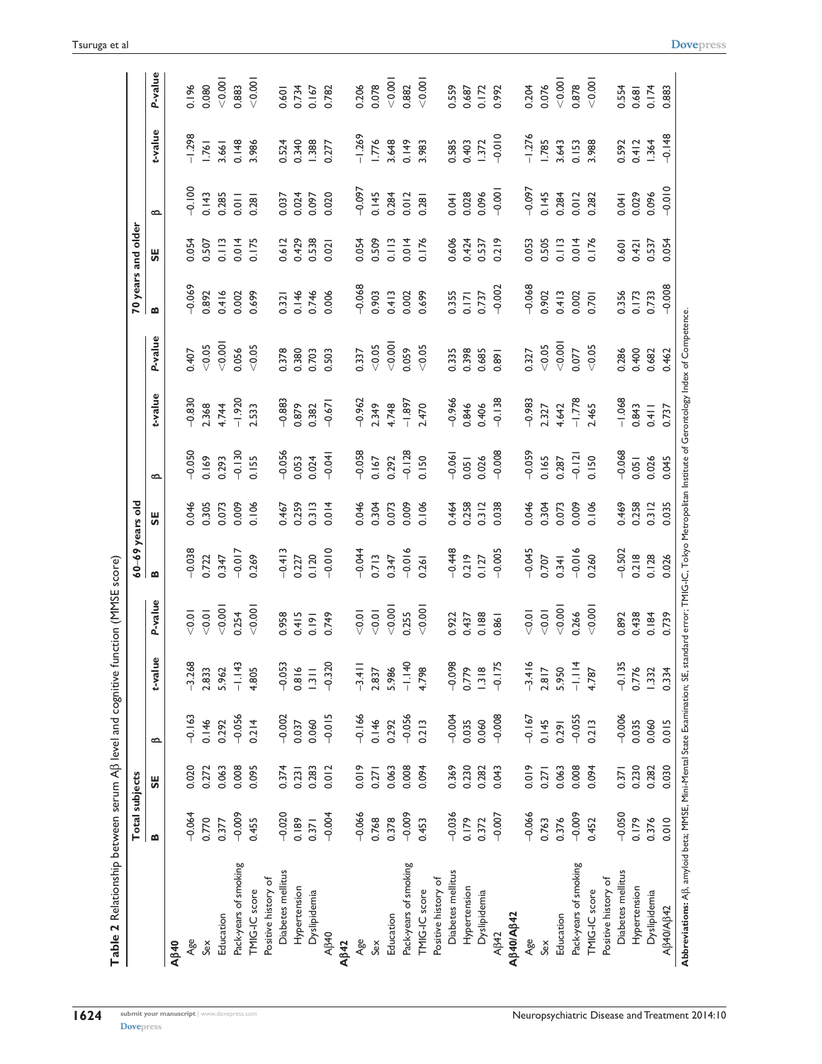**Table 2** Relationship between serum Aβ level and cognitive function (MMSE score)

| | Total subjects | | | | | 60–69 years old | | | | | 70 years and older | | | | |
|---|---|---|---|---|---|---|---|---|---|---|---|---|---|---|---|
| | B | SE | β | t-value | P-value | B | SE | β | t-value | P-value | B | SE | β | t-value | P-value |
| **Aβ40** | | | | | | | | | | | | | | | |
| Age | −0.064 | 0.020 | −0.163 | −3.268 | <0.01 | −0.038 | 0.046 | −0.050 | −0.830 | 0.407 | −0.069 | 0.054 | −0.100 | −1.298 | 0.196 |
| Sex | 0.770 | 0.272 | 0.146 | 2.833 | <0.01 | 0.722 | 0.305 | 0.169 | 2.368 | <0.05 | 0.892 | 0.507 | 0.143 | 1.761 | 0.080 |
| Education | 0.377 | 0.063 | 0.292 | 5.962 | <0.001 | 0.347 | 0.073 | 0.293 | 4.744 | <0.001 | 0.416 | 0.113 | 0.285 | 3.661 | <0.001 |
| Pack-years of smoking | −0.009 | 0.008 | −0.056 | −1.143 | 0.254 | −0.017 | 0.009 | −0.130 | −1.920 | 0.056 | 0.002 | 0.014 | 0.011 | 0.148 | 0.883 |
| TMIG-IC score | 0.455 | 0.095 | 0.214 | 4.805 | <0.001 | 0.269 | 0.106 | 0.155 | 2.533 | <0.05 | 0.699 | 0.175 | 0.281 | 3.986 | <0.001 |
| Positive history of | | | | | | | | | | | | | | | |
| Diabetes mellitus | −0.020 | 0.374 | −0.002 | −0.053 | 0.958 | −0.413 | 0.467 | −0.056 | −0.883 | 0.378 | 0.321 | 0.612 | 0.037 | 0.524 | 0.601 |
| Hypertension | 0.189 | 0.231 | 0.037 | 0.816 | 0.415 | 0.227 | 0.259 | 0.053 | 0.879 | 0.380 | 0.146 | 0.429 | 0.024 | 0.340 | 0.734 |
| Dyslipidemia | 0.371 | 0.283 | 0.060 | 1.311 | 0.191 | 0.120 | 0.313 | 0.024 | 0.382 | 0.703 | 0.746 | 0.538 | 0.097 | 1.388 | 0.167 |
| Aβ40 | −0.004 | 0.012 | −0.015 | −0.320 | 0.749 | −0.010 | 0.014 | −0.041 | −0.671 | 0.503 | 0.006 | 0.021 | 0.020 | 0.277 | 0.782 |
| **Aβ42** | | | | | | | | | | | | | | | |
| Age | −0.066 | 0.019 | −0.166 | −3.411 | <0.01 | −0.044 | 0.046 | −0.058 | −0.962 | 0.337 | −0.068 | 0.054 | −0.097 | −1.269 | 0.206 |
| Sex | 0.768 | 0.271 | 0.146 | 2.837 | <0.01 | 0.713 | 0.304 | 0.167 | 2.349 | <0.05 | 0.903 | 0.509 | 0.145 | 1.776 | 0.078 |
| Education | 0.378 | 0.063 | 0.292 | 5.986 | <0.001 | 0.347 | 0.073 | 0.292 | 4.748 | <0.001 | 0.413 | 0.113 | 0.284 | 3.648 | <0.001 |
| Pack-years of smoking | −0.009 | 0.008 | −0.056 | −1.140 | 0.255 | −0.016 | 0.009 | −0.128 | −1.897 | 0.059 | 0.002 | 0.014 | 0.012 | 0.149 | 0.882 |
| TMIG-IC score | 0.453 | 0.094 | 0.213 | 4.798 | <0.001 | 0.261 | 0.106 | 0.150 | 2.470 | <0.05 | 0.699 | 0.176 | 0.281 | 3.983 | <0.001 |
| Positive history of | | | | | | | | | | | | | | | |
| Diabetes mellitus | −0.036 | 0.369 | −0.004 | −0.098 | 0.922 | −0.448 | 0.464 | −0.061 | −0.966 | 0.335 | 0.355 | 0.606 | 0.041 | 0.585 | 0.559 |
| Hypertension | 0.179 | 0.230 | 0.035 | 0.779 | 0.437 | 0.219 | 0.258 | 0.051 | 0.846 | 0.398 | 0.171 | 0.424 | 0.028 | 0.403 | 0.687 |
| Dyslipidemia | 0.372 | 0.282 | 0.060 | 1.318 | 0.188 | 0.127 | 0.312 | 0.026 | 0.406 | 0.685 | 0.737 | 0.537 | 0.096 | 1.372 | 0.172 |
| Aβ42 | −0.007 | 0.043 | −0.008 | −0.175 | 0.861 | −0.005 | 0.038 | −0.008 | −0.138 | 0.891 | −0.002 | 0.219 | −0.001 | −0.010 | 0.992 |
| **Aβ40/Aβ42** | | | | | | | | | | | | | | | |
| Age | −0.066 | 0.019 | −0.167 | −3.416 | <0.01 | −0.045 | 0.046 | −0.059 | −0.983 | 0.327 | −0.068 | 0.053 | −0.097 | −1.276 | 0.204 |
| Sex | 0.763 | 0.271 | 0.145 | 2.817 | <0.01 | 0.707 | 0.304 | 0.165 | 2.327 | <0.05 | 0.902 | 0.505 | 0.145 | 1.785 | 0.076 |
| Education | 0.376 | 0.063 | 0.291 | 5.950 | <0.001 | 0.341 | 0.073 | 0.287 | 4.642 | <0.001 | 0.413 | 0.113 | 0.284 | 3.643 | <0.001 |
| Pack-years of smoking | −0.009 | 0.008 | −0.055 | −1.114 | 0.266 | −0.016 | 0.009 | −0.121 | −1.778 | 0.077 | 0.002 | 0.014 | 0.012 | 0.153 | 0.878 |
| TMIG-IC score | 0.452 | 0.094 | 0.213 | 4.787 | <0.001 | 0.260 | 0.106 | 0.150 | 2.465 | <0.05 | 0.701 | 0.176 | 0.282 | 3.988 | <0.001 |
| Positive history of | | | | | | | | | | | | | | | |
| Diabetes mellitus | −0.050 | 0.371 | −0.006 | −0.135 | 0.892 | −0.502 | 0.469 | −0.068 | −1.068 | 0.286 | 0.356 | 0.601 | 0.041 | 0.592 | 0.554 |
| Hypertension | 0.179 | 0.230 | 0.035 | 0.776 | 0.438 | 0.218 | 0.258 | 0.051 | 0.843 | 0.400 | 0.173 | 0.421 | 0.029 | 0.412 | 0.681 |
| Dyslipidemia | 0.376 | 0.282 | 0.060 | 1.332 | 0.184 | 0.128 | 0.312 | 0.026 | 0.411 | 0.682 | 0.733 | 0.537 | 0.096 | 1.364 | 0.174 |
| Aβ40/Aβ42 | 0.010 | 0.030 | 0.015 | 0.334 | 0.739 | 0.026 | 0.035 | 0.045 | 0.737 | 0.462 | −0.008 | 0.054 | −0.010 | −0.148 | 0.883 |

**Abbreviations:** Aβ, amyloid beta; MMSE, Mini-Mental State Examination; SE, standard error; TMIG-IC, Tokyo Metropolitan Institute of Gerontology Index of Competence.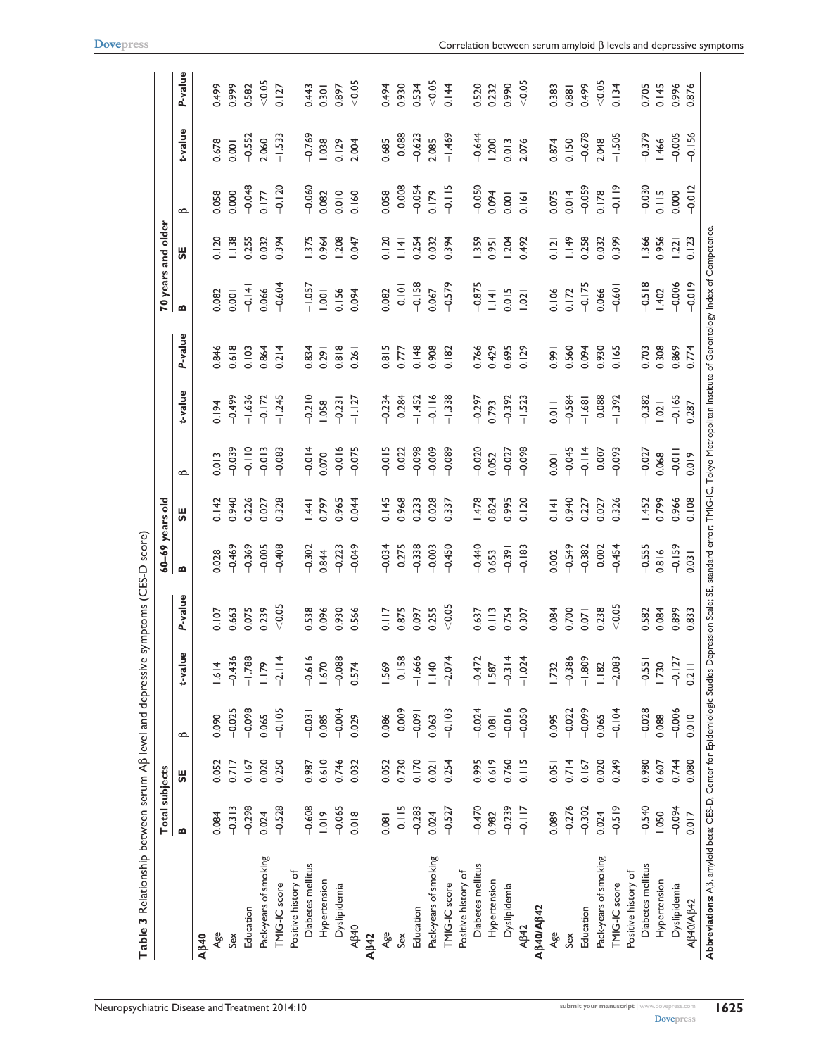**Table 3** Relationship between serum Aβ level and depressive symptoms (CES-D score)

| | Total subjects | | | | | 60–69 years old | | | | | 70 years and older | | | | |
|---|---|---|---|---|---|---|---|---|---|---|---|---|---|---|---|
| | B | SE | β | t-value | P-value | B | SE | β | t-value | P-value | B | SE | β | t-value | P-value |
| **Aβ40** | | | | | | | | | | | | | | | |
| Age | 0.084 | 0.052 | 0.090 | 1.614 | 0.107 | 0.028 | 0.142 | 0.013 | 0.194 | 0.846 | 0.082 | 0.120 | 0.058 | 0.678 | 0.499 |
| Sex | −0.313 | 0.717 | −0.025 | −0.436 | 0.663 | −0.469 | 0.940 | −0.039 | −0.499 | 0.618 | 0.001 | 1.138 | 0.000 | 0.001 | 0.999 |
| Education | −0.298 | 0.167 | −0.098 | −1.788 | 0.075 | −0.369 | 0.226 | −0.110 | −1.636 | 0.103 | −0.141 | 0.255 | −0.048 | −0.552 | 0.582 |
| Pack-years of smoking | 0.024 | 0.020 | 0.065 | 1.179 | 0.239 | −0.005 | 0.027 | −0.013 | −0.172 | 0.864 | 0.066 | 0.032 | 0.177 | 2.060 | <0.05 |
| TMIG-IC score | −0.528 | 0.250 | −0.105 | −2.114 | <0.05 | −0.408 | 0.328 | −0.083 | −1.245 | 0.214 | −0.604 | 0.394 | −0.120 | −1.533 | 0.127 |
| Positive history of | | | | | | | | | | | | | | | |
| Diabetes mellitus | −0.608 | 0.987 | −0.031 | −0.616 | 0.538 | −0.302 | 1.441 | −0.014 | −0.210 | 0.834 | −1.057 | 1.375 | −0.060 | −0.769 | 0.443 |
| Hypertension | 1.019 | 0.610 | 0.085 | 1.670 | 0.096 | 0.844 | 0.797 | 0.070 | 1.058 | 0.291 | 1.001 | 0.964 | 0.082 | 1.038 | 0.301 |
| Dyslipidemia | −0.065 | 0.746 | −0.004 | −0.088 | 0.930 | −0.223 | 0.965 | −0.016 | −0.231 | 0.818 | 0.156 | 1.208 | 0.010 | 0.129 | 0.897 |
| Aβ40 | 0.018 | 0.032 | 0.029 | 0.574 | 0.566 | −0.049 | 0.044 | −0.075 | −1.127 | 0.261 | 0.094 | 0.047 | 0.160 | 2.004 | <0.05 |
| **Aβ42** | | | | | | | | | | | | | | | |
| Age | 0.081 | 0.052 | 0.086 | 1.569 | 0.117 | −0.034 | 0.145 | −0.015 | −0.234 | 0.815 | 0.082 | 0.120 | 0.058 | 0.685 | 0.494 |
| Sex | −0.115 | 0.730 | −0.009 | −0.158 | 0.875 | −0.275 | 0.968 | −0.022 | −0.284 | 0.777 | −0.101 | 1.141 | −0.008 | −0.088 | 0.930 |
| Education | −0.283 | 0.170 | −0.091 | −1.666 | 0.097 | −0.338 | 0.233 | −0.098 | −1.452 | 0.148 | −0.158 | 0.254 | −0.054 | −0.623 | 0.534 |
| Pack-years of smoking | 0.024 | 0.021 | 0.063 | 1.140 | 0.255 | −0.003 | 0.028 | −0.009 | −0.116 | 0.908 | 0.067 | 0.032 | 0.179 | 2.085 | <0.05 |
| TMIG-IC score | −0.527 | 0.254 | −0.103 | −2.074 | <0.05 | −0.450 | 0.337 | −0.089 | −1.338 | 0.182 | −0.579 | 0.394 | −0.115 | −1.469 | 0.144 |
| Positive history of | | | | | | | | | | | | | | | |
| Diabetes mellitus | −0.470 | 0.995 | −0.024 | −0.472 | 0.637 | −0.440 | 1.478 | −0.020 | −0.297 | 0.766 | −0.875 | 1.359 | −0.050 | −0.644 | 0.520 |
| Hypertension | 0.982 | 0.619 | 0.081 | 1.587 | 0.113 | 0.653 | 0.824 | 0.052 | 0.793 | 0.429 | 1.141 | 0.951 | 0.094 | 1.200 | 0.232 |
| Dyslipidemia | −0.239 | 0.760 | −0.016 | −0.314 | 0.754 | −0.391 | 0.995 | −0.027 | −0.392 | 0.695 | 0.015 | 1.204 | 0.001 | 0.013 | 0.990 |
| Aβ42 | −0.117 | 0.115 | −0.050 | −1.024 | 0.307 | −0.183 | 0.120 | −0.098 | −1.523 | 0.129 | 1.021 | 0.492 | 0.161 | 2.076 | <0.05 |
| **Aβ40/Aβ42** | | | | | | | | | | | | | | | |
| Age | 0.089 | 0.051 | 0.095 | 1.732 | 0.084 | 0.002 | 0.141 | 0.001 | 0.011 | 0.991 | 0.106 | 0.121 | 0.075 | 0.874 | 0.383 |
| Sex | −0.276 | 0.714 | −0.022 | −0.386 | 0.700 | −0.549 | 0.940 | −0.045 | −0.584 | 0.560 | 0.172 | 1.149 | 0.014 | 0.150 | 0.881 |
| Education | −0.302 | 0.167 | −0.099 | −1.809 | 0.071 | −0.382 | 0.227 | −0.114 | −1.681 | 0.094 | −0.175 | 0.258 | −0.059 | −0.678 | 0.499 |
| Pack-years of smoking | 0.024 | 0.020 | 0.065 | 1.182 | 0.238 | −0.002 | 0.027 | −0.007 | −0.088 | 0.930 | 0.066 | 0.032 | 0.178 | 2.048 | <0.05 |
| TMIG-IC score | −0.519 | 0.249 | −0.104 | −2.083 | <0.05 | −0.454 | 0.326 | −0.093 | −1.392 | 0.165 | −0.601 | 0.399 | −0.119 | −1.505 | 0.134 |
| Positive history of | | | | | | | | | | | | | | | |
| Diabetes mellitus | −0.540 | 0.980 | −0.028 | −0.551 | 0.582 | −0.555 | 1.452 | −0.027 | −0.382 | 0.703 | −0.518 | 1.366 | −0.030 | −0.379 | 0.705 |
| Hypertension | 1.050 | 0.607 | 0.088 | 1.730 | 0.084 | 0.816 | 0.799 | 0.068 | 1.021 | 0.308 | 1.402 | 0.956 | 0.115 | 1.466 | 0.145 |
| Dyslipidemia | −0.094 | 0.744 | −0.006 | −0.127 | 0.899 | −0.159 | 0.966 | −0.011 | −0.165 | 0.869 | −0.006 | 1.221 | 0.000 | −0.005 | 0.996 |
| Aβ40/Aβ42 | 0.017 | 0.080 | 0.010 | 0.211 | 0.833 | 0.031 | 0.108 | 0.019 | 0.287 | 0.774 | −0.019 | 0.123 | −0.012 | −0.156 | 0.876 |

**Abbreviations:** Aβ, amyloid beta; CES-D, Center for Epidemiologic Studies Depression Scale; SE, standard error; TMIG-IC, Tokyo Metropolitan Institute of Gerontology Index of Competence.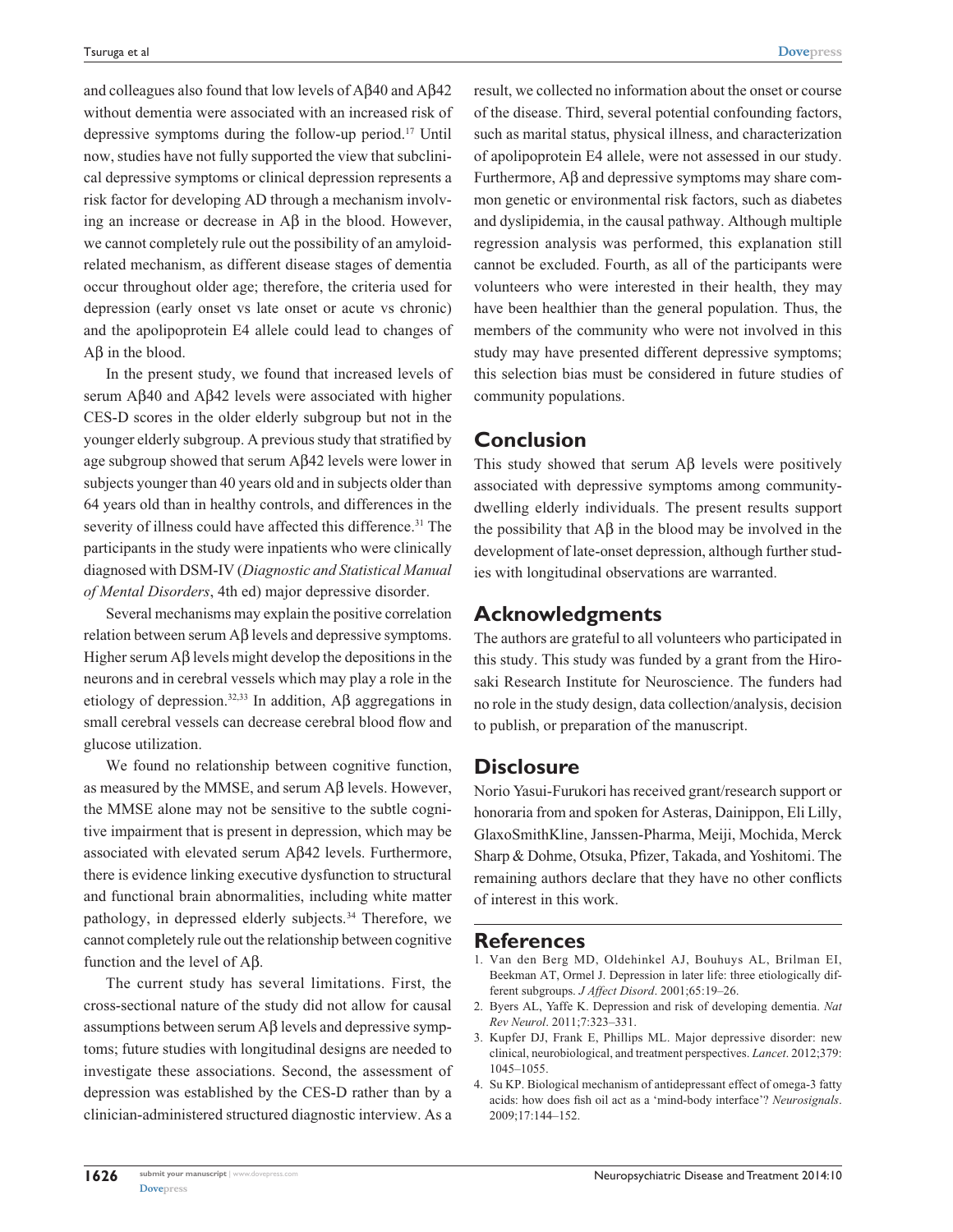and colleagues also found that low levels of Aβ40 and Aβ42 without dementia were associated with an increased risk of depressive symptoms during the follow-up period.[17] Until now, studies have not fully supported the view that subclinical depressive symptoms or clinical depression represents a risk factor for developing AD through a mechanism involving an increase or decrease in Aβ in the blood. However, we cannot completely rule out the possibility of an amyloid-related mechanism, as different disease stages of dementia occur throughout older age; therefore, the criteria used for depression (early onset vs late onset or acute vs chronic) and the apolipoprotein E4 allele could lead to changes of Aβ in the blood.

In the present study, we found that increased levels of serum Aβ40 and Aβ42 levels were associated with higher CES-D scores in the older elderly subgroup but not in the younger elderly subgroup. A previous study that stratified by age subgroup showed that serum Aβ42 levels were lower in subjects younger than 40 years old and in subjects older than 64 years old than in healthy controls, and differences in the severity of illness could have affected this difference.[31] The participants in the study were inpatients who were clinically diagnosed with DSM-IV (*Diagnostic and Statistical Manual of Mental Disorders*, 4th ed) major depressive disorder.

Several mechanisms may explain the positive correlation relation between serum Aβ levels and depressive symptoms. Higher serum Aβ levels might develop the depositions in the neurons and in cerebral vessels which may play a role in the etiology of depression.[32,33] In addition, Aβ aggregations in small cerebral vessels can decrease cerebral blood flow and glucose utilization.

We found no relationship between cognitive function, as measured by the MMSE, and serum Aβ levels. However, the MMSE alone may not be sensitive to the subtle cognitive impairment that is present in depression, which may be associated with elevated serum Aβ42 levels. Furthermore, there is evidence linking executive dysfunction to structural and functional brain abnormalities, including white matter pathology, in depressed elderly subjects.[34] Therefore, we cannot completely rule out the relationship between cognitive function and the level of Aβ.

The current study has several limitations. First, the cross-sectional nature of the study did not allow for causal assumptions between serum Aβ levels and depressive symptoms; future studies with longitudinal designs are needed to investigate these associations. Second, the assessment of depression was established by the CES-D rather than by a clinician-administered structured diagnostic interview. As a result, we collected no information about the onset or course of the disease. Third, several potential confounding factors, such as marital status, physical illness, and characterization of apolipoprotein E4 allele, were not assessed in our study. Furthermore, Aβ and depressive symptoms may share common genetic or environmental risk factors, such as diabetes and dyslipidemia, in the causal pathway. Although multiple regression analysis was performed, this explanation still cannot be excluded. Fourth, as all of the participants were volunteers who were interested in their health, they may have been healthier than the general population. Thus, the members of the community who were not involved in this study may have presented different depressive symptoms; this selection bias must be considered in future studies of community populations.

## Conclusion

This study showed that serum Aβ levels were positively associated with depressive symptoms among community-dwelling elderly individuals. The present results support the possibility that Aβ in the blood may be involved in the development of late-onset depression, although further studies with longitudinal observations are warranted.

## Acknowledgments

The authors are grateful to all volunteers who participated in this study. This study was funded by a grant from the Hirosaki Research Institute for Neuroscience. The funders had no role in the study design, data collection/analysis, decision to publish, or preparation of the manuscript.

## Disclosure

Norio Yasui-Furukori has received grant/research support or honoraria from and spoken for Asteras, Dainippon, Eli Lilly, GlaxoSmithKline, Janssen-Pharma, Meiji, Mochida, Merck Sharp & Dohme, Otsuka, Pfizer, Takada, and Yoshitomi. The remaining authors declare that they have no other conflicts of interest in this work.

## References

1. Van den Berg MD, Oldehinkel AJ, Bouhuys AL, Brilman EI, Beekman AT, Ormel J. Depression in later life: three etiologically different subgroups. *J Affect Disord*. 2001;65:19–26.
2. Byers AL, Yaffe K. Depression and risk of developing dementia. *Nat Rev Neurol*. 2011;7:323–331.
3. Kupfer DJ, Frank E, Phillips ML. Major depressive disorder: new clinical, neurobiological, and treatment perspectives. *Lancet*. 2012;379:1045–1055.
4. Su KP. Biological mechanism of antidepressant effect of omega-3 fatty acids: how does fish oil act as a 'mind-body interface'? *Neurosignals*. 2009;17:144–152.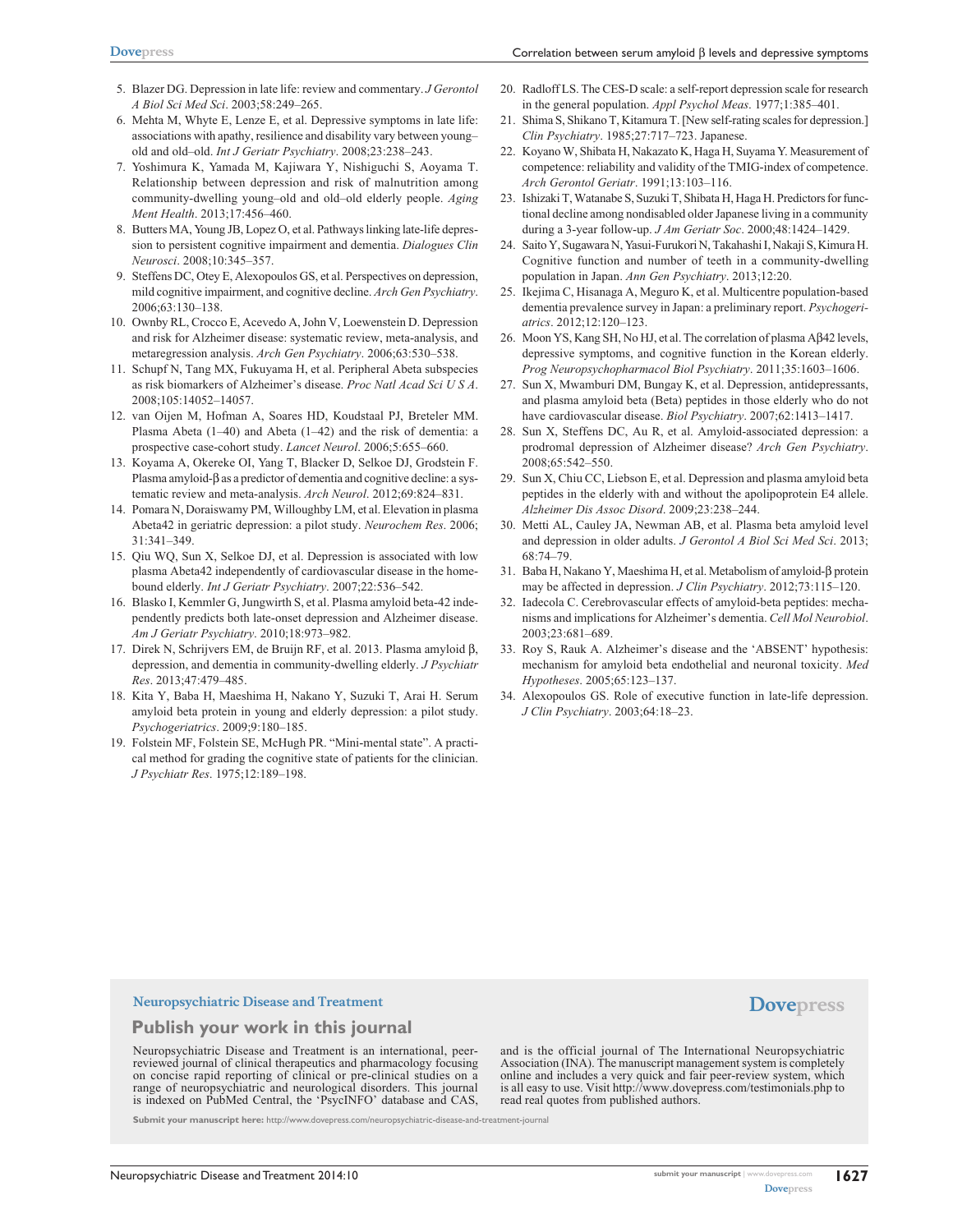5. Blazer DG. Depression in late life: review and commentary. *J Gerontol A Biol Sci Med Sci*. 2003;58:249–265.
6. Mehta M, Whyte E, Lenze E, et al. Depressive symptoms in late life: associations with apathy, resilience and disability vary between young–old and old–old. *Int J Geriatr Psychiatry*. 2008;23:238–243.
7. Yoshimura K, Yamada M, Kajiwara Y, Nishiguchi S, Aoyama T. Relationship between depression and risk of malnutrition among community-dwelling young–old and old–old elderly people. *Aging Ment Health*. 2013;17:456–460.
8. Butters MA, Young JB, Lopez O, et al. Pathways linking late-life depression to persistent cognitive impairment and dementia. *Dialogues Clin Neurosci*. 2008;10:345–357.
9. Steffens DC, Otey E, Alexopoulos GS, et al. Perspectives on depression, mild cognitive impairment, and cognitive decline. *Arch Gen Psychiatry*. 2006;63:130–138.
10. Ownby RL, Crocco E, Acevedo A, John V, Loewenstein D. Depression and risk for Alzheimer disease: systematic review, meta-analysis, and metaregression analysis. *Arch Gen Psychiatry*. 2006;63:530–538.
11. Schupf N, Tang MX, Fukuyama H, et al. Peripheral Abeta subspecies as risk biomarkers of Alzheimer's disease. *Proc Natl Acad Sci U S A*. 2008;105:14052–14057.
12. van Oijen M, Hofman A, Soares HD, Koudstaal PJ, Breteler MM. Plasma Abeta (1–40) and Abeta (1–42) and the risk of dementia: a prospective case-cohort study. *Lancet Neurol*. 2006;5:655–660.
13. Koyama A, Okereke OI, Yang T, Blacker D, Selkoe DJ, Grodstein F. Plasma amyloid-β as a predictor of dementia and cognitive decline: a systematic review and meta-analysis. *Arch Neurol*. 2012;69:824–831.
14. Pomara N, Doraiswamy PM, Willoughby LM, et al. Elevation in plasma Abeta42 in geriatric depression: a pilot study. *Neurochem Res*. 2006;31:341–349.
15. Qiu WQ, Sun X, Selkoe DJ, et al. Depression is associated with low plasma Abeta42 independently of cardiovascular disease in the homebound elderly. *Int J Geriatr Psychiatry*. 2007;22:536–542.
16. Blasko I, Kemmler G, Jungwirth S, et al. Plasma amyloid beta-42 independently predicts both late-onset depression and Alzheimer disease. *Am J Geriatr Psychiatry*. 2010;18:973–982.
17. Direk N, Schrijvers EM, de Bruijn RF, et al. 2013. Plasma amyloid β, depression, and dementia in community-dwelling elderly. *J Psychiatr Res*. 2013;47:479–485.
18. Kita Y, Baba H, Maeshima H, Nakano Y, Suzuki T, Arai H. Serum amyloid beta protein in young and elderly depression: a pilot study. *Psychogeriatrics*. 2009;9:180–185.
19. Folstein MF, Folstein SE, McHugh PR. "Mini-mental state". A practical method for grading the cognitive state of patients for the clinician. *J Psychiatr Res*. 1975;12:189–198.
20. Radloff LS. The CES-D scale: a self-report depression scale for research in the general population. *Appl Psychol Meas*. 1977;1:385–401.
21. Shima S, Shikano T, Kitamura T. [New self-rating scales for depression.] *Clin Psychiatry*. 1985;27:717–723. Japanese.
22. Koyano W, Shibata H, Nakazato K, Haga H, Suyama Y. Measurement of competence: reliability and validity of the TMIG-index of competence. *Arch Gerontol Geriatr*. 1991;13:103–116.
23. Ishizaki T, Watanabe S, Suzuki T, Shibata H, Haga H. Predictors for functional decline among nondisabled older Japanese living in a community during a 3-year follow-up. *J Am Geriatr Soc*. 2000;48:1424–1429.
24. Saito Y, Sugawara N, Yasui-Furukori N, Takahashi I, Nakaji S, Kimura H. Cognitive function and number of teeth in a community-dwelling population in Japan. *Ann Gen Psychiatry*. 2013;12:20.
25. Ikejima C, Hisanaga A, Meguro K, et al. Multicentre population-based dementia prevalence survey in Japan: a preliminary report. *Psychogeriatrics*. 2012;12:120–123.
26. Moon YS, Kang SH, No HJ, et al. The correlation of plasma Aβ42 levels, depressive symptoms, and cognitive function in the Korean elderly. *Prog Neuropsychopharmacol Biol Psychiatry*. 2011;35:1603–1606.
27. Sun X, Mwamburi DM, Bungay K, et al. Depression, antidepressants, and plasma amyloid beta (Beta) peptides in those elderly who do not have cardiovascular disease. *Biol Psychiatry*. 2007;62:1413–1417.
28. Sun X, Steffens DC, Au R, et al. Amyloid-associated depression: a prodromal depression of Alzheimer disease? *Arch Gen Psychiatry*. 2008;65:542–550.
29. Sun X, Chiu CC, Liebson E, et al. Depression and plasma amyloid beta peptides in the elderly with and without the apolipoprotein E4 allele. *Alzheimer Dis Assoc Disord*. 2009;23:238–244.
30. Metti AL, Cauley JA, Newman AB, et al. Plasma beta amyloid level and depression in older adults. *J Gerontol A Biol Sci Med Sci*. 2013;68:74–79.
31. Baba H, Nakano Y, Maeshima H, et al. Metabolism of amyloid-β protein may be affected in depression. *J Clin Psychiatry*. 2012;73:115–120.
32. Iadecola C. Cerebrovascular effects of amyloid-beta peptides: mechanisms and implications for Alzheimer's dementia. *Cell Mol Neurobiol*. 2003;23:681–689.
33. Roy S, Rauk A. Alzheimer's disease and the 'ABSENT' hypothesis: mechanism for amyloid beta endothelial and neuronal toxicity. *Med Hypotheses*. 2005;65:123–137.
34. Alexopoulos GS. Role of executive function in late-life depression. *J Clin Psychiatry*. 2003;64:18–23.

**Neuropsychiatric Disease and Treatment**

## Publish your work in this journal

Neuropsychiatric Disease and Treatment is an international, peer-reviewed journal of clinical therapeutics and pharmacology focusing on concise rapid reporting of clinical or pre-clinical studies on a range of neuropsychiatric and neurological disorders. This journal is indexed on PubMed Central, the 'PsycINFO' database and CAS, and is the official journal of The International Neuropsychiatric Association (INA). The manuscript management system is completely online and includes a very quick and fair peer-review system, which is all easy to use. Visit http://www.dovepress.com/testimonials.php to read real quotes from published authors.

**Submit your manuscript here:** http://www.dovepress.com/neuropsychiatric-disease-and-treatment-journal